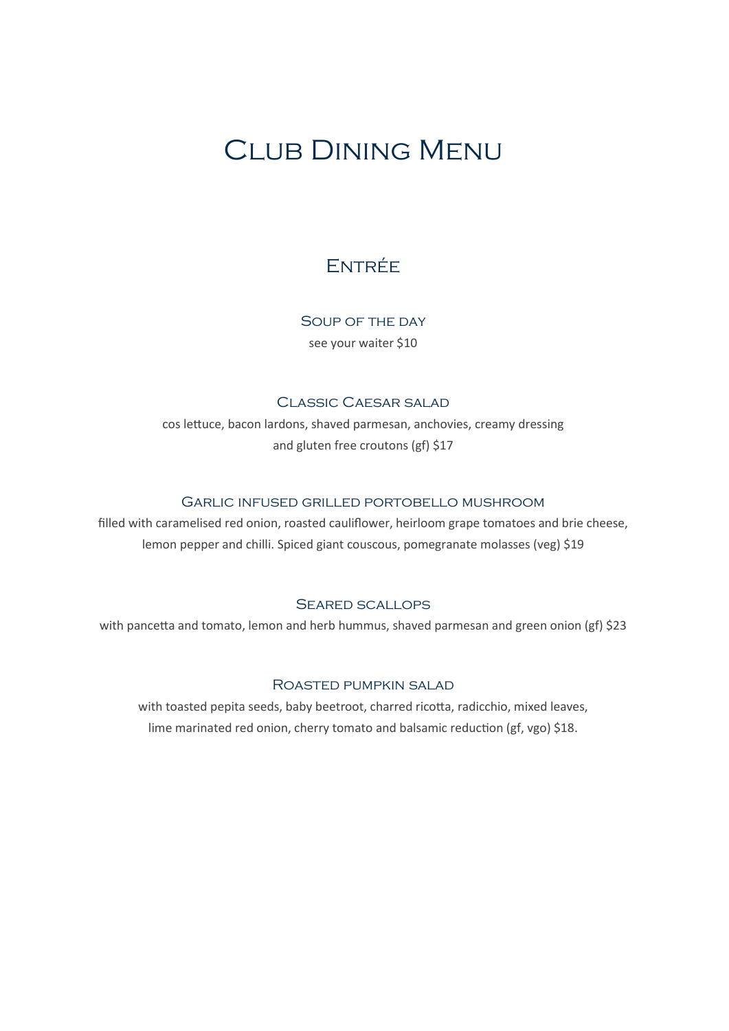# Club Dining Menu

## Entrée

### Soup of the day

see your waiter $10

### Classic Caesar salad

cos lettuce, bacon lardons, shaved parmesan, anchovies, creamy dressing
and gluten free croutons (gf) $17

### Garlic infused grilled portobello mushroom

filled with caramelised red onion, roasted cauliflower, heirloom grape tomatoes and brie cheese, lemon pepper and chilli. Spiced giant couscous, pomegranate molasses (veg) $19

### Seared scallops

with pancetta and tomato, lemon and herb hummus, shaved parmesan and green onion (gf) $23

### Roasted pumpkin salad

with toasted pepita seeds, baby beetroot, charred ricotta, radicchio, mixed leaves,
lime marinated red onion, cherry tomato and balsamic reduction (gf, vgo) $18.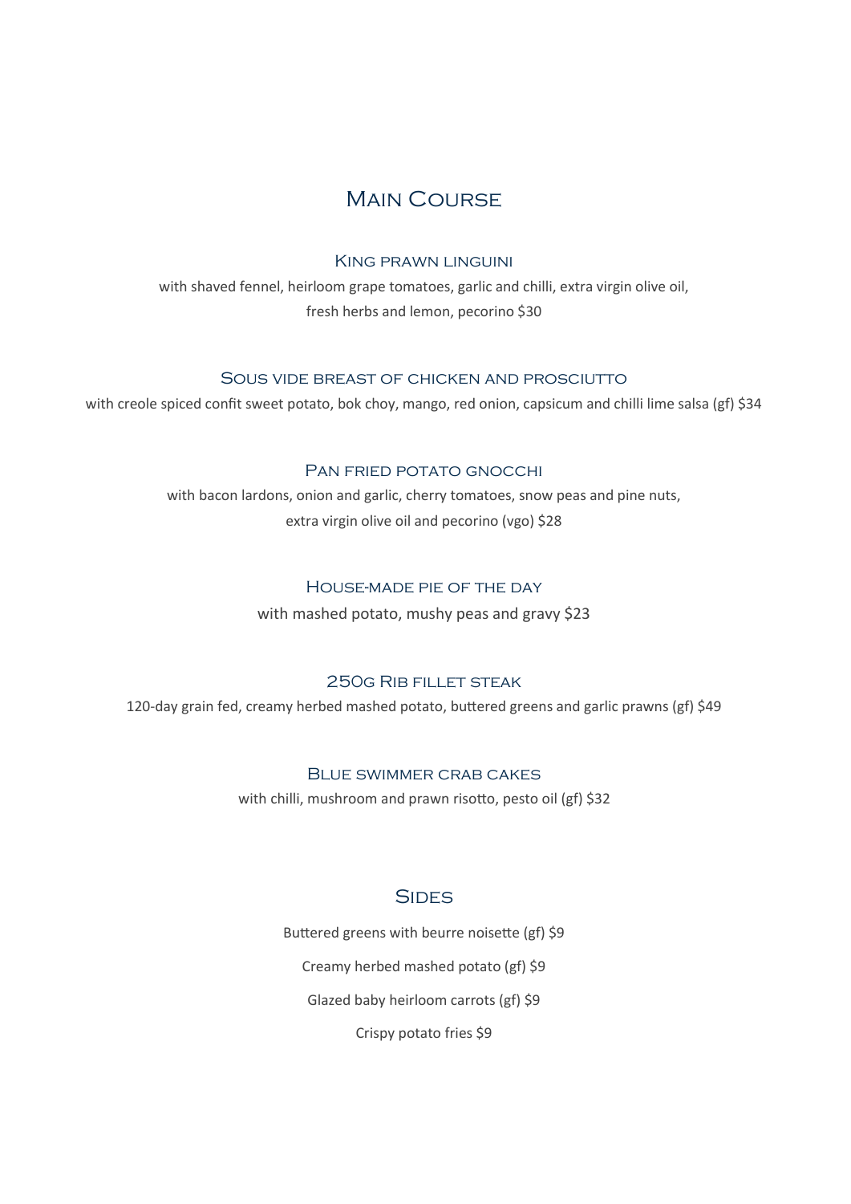# Main Course

### King prawn linguini

with shaved fennel, heirloom grape tomatoes, garlic and chilli, extra virgin olive oil,
fresh herbs and lemon, pecorino $30

### Sous vide breast of chicken and prosciutto

with creole spiced confit sweet potato, bok choy, mango, red onion, capsicum and chilli lime salsa (gf) $34

### Pan fried potato gnocchi

with bacon lardons, onion and garlic, cherry tomatoes, snow peas and pine nuts,
extra virgin olive oil and pecorino (vgo) $28

### House-made pie of the day

with mashed potato, mushy peas and gravy $23

### 250g Rib fillet steak

120-day grain fed, creamy herbed mashed potato, buttered greens and garlic prawns (gf) $49

### Blue swimmer crab cakes

with chilli, mushroom and prawn risotto, pesto oil (gf) $32

# Sides

Buttered greens with beurre noisette (gf) $9

Creamy herbed mashed potato (gf) $9

Glazed baby heirloom carrots (gf) $9

Crispy potato fries $9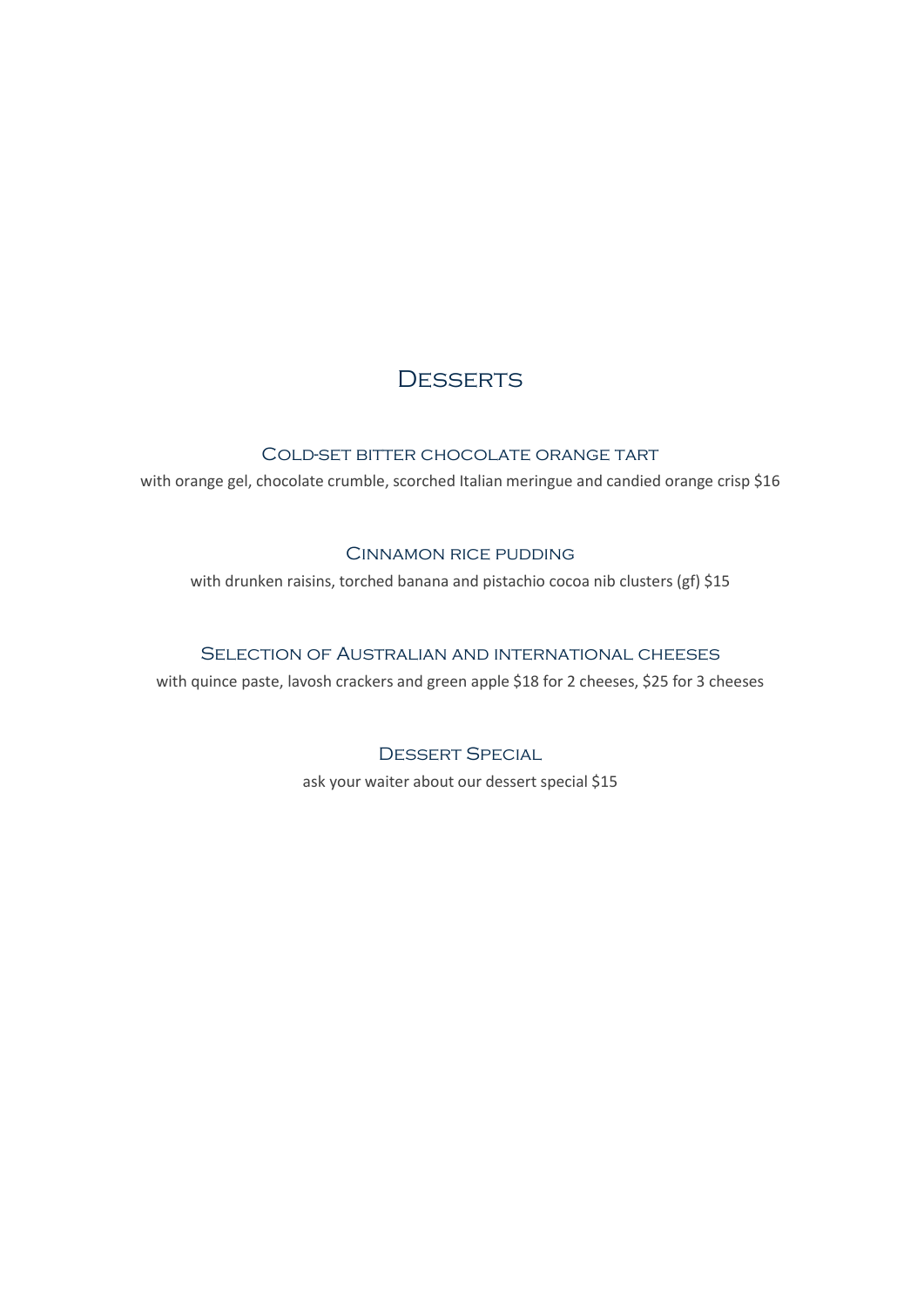# Desserts

## Cold-set bitter chocolate orange tart

with orange gel, chocolate crumble, scorched Italian meringue and candied orange crisp $16

## Cinnamon rice pudding

with drunken raisins, torched banana and pistachio cocoa nib clusters (gf) $15

## Selection of Australian and international cheeses

with quince paste, lavosh crackers and green apple $18 for 2 cheeses, $25 for 3 cheeses

## Dessert Special

ask your waiter about our dessert special $15